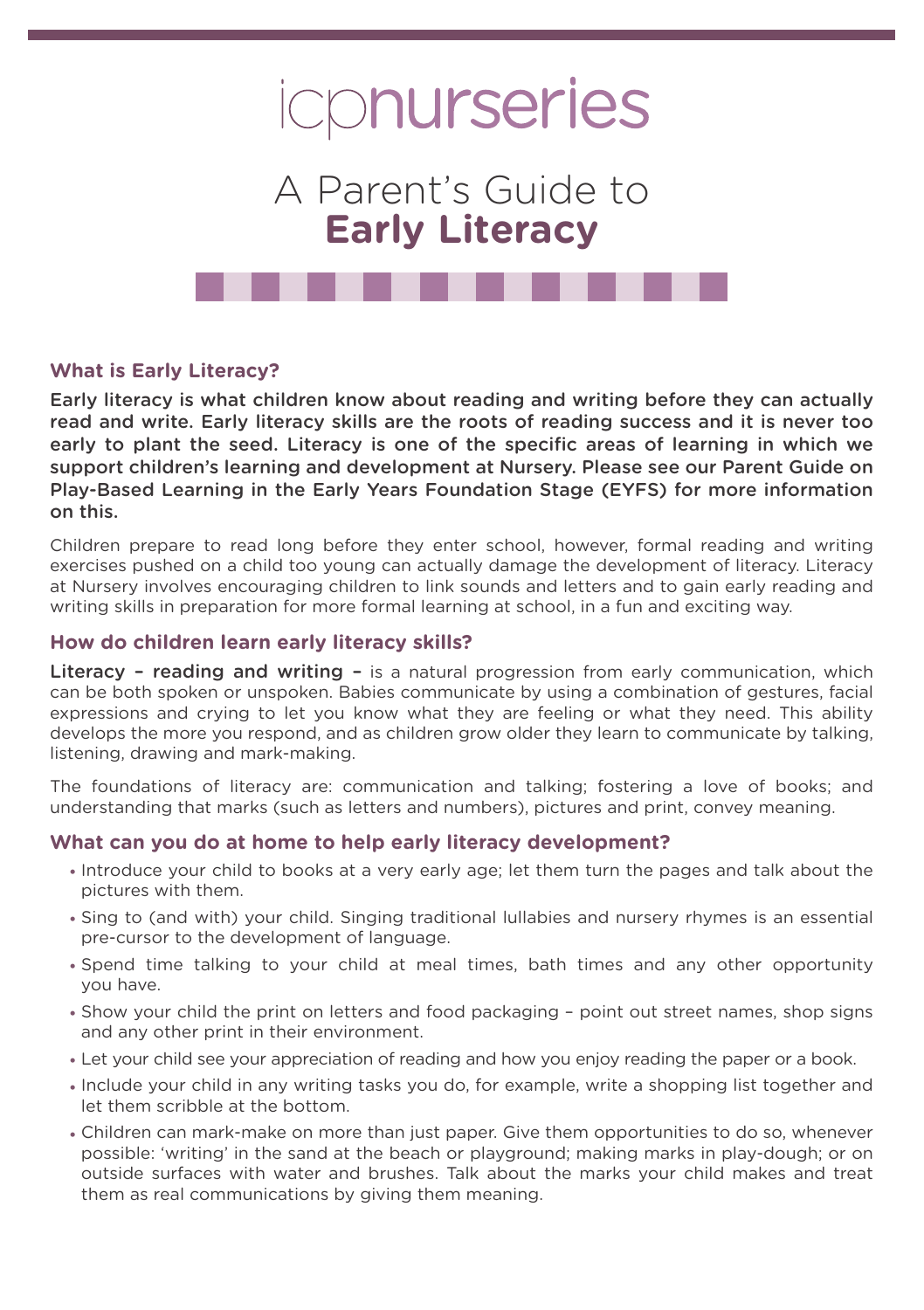# icpnurseries

# A Parent's Guide to **Early Literacy**

## What is Early Literacy?

**Early literacy is what children know about reading and writing before they can actually read and write. Early literacy skills are the roots of reading success and it is never too early to plant the seed. Literacy is one of the specific areas of learning in which we support children's learning and development at Nursery. Please see our Parent Guide on Play-Based Learning in the Early Years Foundation Stage (EYFS) for more information on this.**

Children prepare to read long before they enter school, however, formal reading and writing exercises pushed on a child too young can actually damage the development of literacy. Literacy at Nursery involves encouraging children to link sounds and letters and to gain early reading and writing skills in preparation for more formal learning at school, in a fun and exciting way.

## How do children learn early literacy skills?

**Literacy – reading and writing –** is a natural progression from early communication, which can be both spoken or unspoken. Babies communicate by using a combination of gestures, facial expressions and crying to let you know what they are feeling or what they need. This ability develops the more you respond, and as children grow older they learn to communicate by talking, listening, drawing and mark-making.

The foundations of literacy are: communication and talking; fostering a love of books; and understanding that marks (such as letters and numbers), pictures and print, convey meaning.

## What can you do at home to help early literacy development?

- Introduce your child to books at a very early age; let them turn the pages and talk about the pictures with them.
- Sing to (and with) your child. Singing traditional lullabies and nursery rhymes is an essential pre-cursor to the development of language.
- Spend time talking to your child at meal times, bath times and any other opportunity you have.
- Show your child the print on letters and food packaging – point out street names, shop signs and any other print in their environment.
- Let your child see your appreciation of reading and how you enjoy reading the paper or a book.
- Include your child in any writing tasks you do, for example, write a shopping list together and let them scribble at the bottom.
- Children can mark-make on more than just paper. Give them opportunities to do so, whenever possible: 'writing' in the sand at the beach or playground; making marks in play-dough; or on outside surfaces with water and brushes. Talk about the marks your child makes and treat them as real communications by giving them meaning.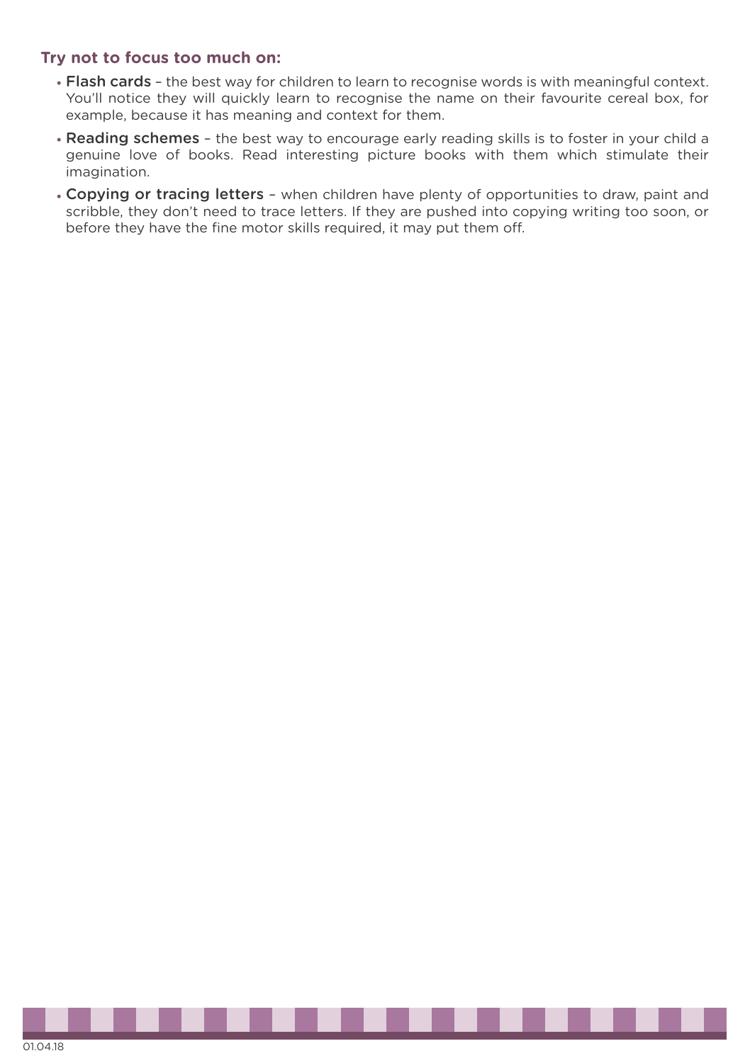### Try not to focus too much on:

- Flash cards – the best way for children to learn to recognise words is with meaningful context. You'll notice they will quickly learn to recognise the name on their favourite cereal box, for example, because it has meaning and context for them.
- Reading schemes – the best way to encourage early reading skills is to foster in your child a genuine love of books. Read interesting picture books with them which stimulate their imagination.
- Copying or tracing letters – when children have plenty of opportunities to draw, paint and scribble, they don't need to trace letters. If they are pushed into copying writing too soon, or before they have the fine motor skills required, it may put them off.

01.04.18